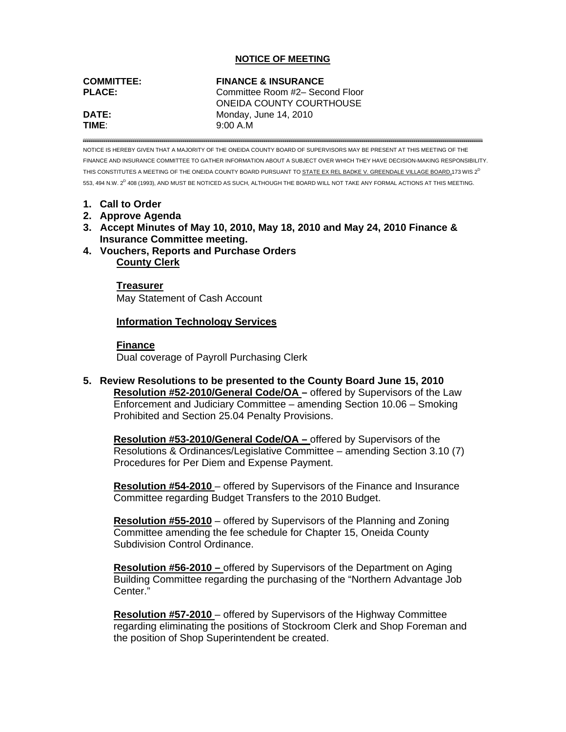**NOTICE OF MEETING**

**COMMITTEE:** **FINANCE & INSURANCE**
**PLACE:** Committee Room #2– Second Floor
ONEIDA COUNTY COURTHOUSE
**DATE:** Monday, June 14, 2010
**TIME**: 9:00 A.M

NOTICE IS HEREBY GIVEN THAT A MAJORITY OF THE ONEIDA COUNTY BOARD OF SUPERVISORS MAY BE PRESENT AT THIS MEETING OF THE FINANCE AND INSURANCE COMMITTEE TO GATHER INFORMATION ABOUT A SUBJECT OVER WHICH THEY HAVE DECISION-MAKING RESPONSIBILITY. THIS CONSTITUTES A MEETING OF THE ONEIDA COUNTY BOARD PURSUANT TO STATE EX REL BADKE V. GREENDALE VILLAGE BOARD, 173 WIS 2D 553, 494 N.W. 2D 408 (1993), AND MUST BE NOTICED AS SUCH, ALTHOUGH THE BOARD WILL NOT TAKE ANY FORMAL ACTIONS AT THIS MEETING.

1. **Call to Order**
2. **Approve Agenda**
3. **Accept Minutes of May 10, 2010, May 18, 2010 and May 24, 2010 Finance & Insurance Committee meeting.**
4. **Vouchers, Reports and Purchase Orders**

   **County Clerk**

   **Treasurer**
   May Statement of Cash Account

   **Information Technology Services**

   **Finance**
   Dual coverage of Payroll Purchasing Clerk

5. **Review Resolutions to be presented to the County Board June 15, 2010**

   **Resolution #52-2010/General Code/OA –** offered by Supervisors of the Law Enforcement and Judiciary Committee – amending Section 10.06 – Smoking Prohibited and Section 25.04 Penalty Provisions.

   **Resolution #53-2010/General Code/OA –** offered by Supervisors of the Resolutions & Ordinances/Legislative Committee – amending Section 3.10 (7) Procedures for Per Diem and Expense Payment.

   **Resolution #54-2010** – offered by Supervisors of the Finance and Insurance Committee regarding Budget Transfers to the 2010 Budget.

   **Resolution #55-2010** – offered by Supervisors of the Planning and Zoning Committee amending the fee schedule for Chapter 15, Oneida County Subdivision Control Ordinance.

   **Resolution #56-2010 –** offered by Supervisors of the Department on Aging Building Committee regarding the purchasing of the "Northern Advantage Job Center."

   **Resolution #57-2010** – offered by Supervisors of the Highway Committee regarding eliminating the positions of Stockroom Clerk and Shop Foreman and the position of Shop Superintendent be created.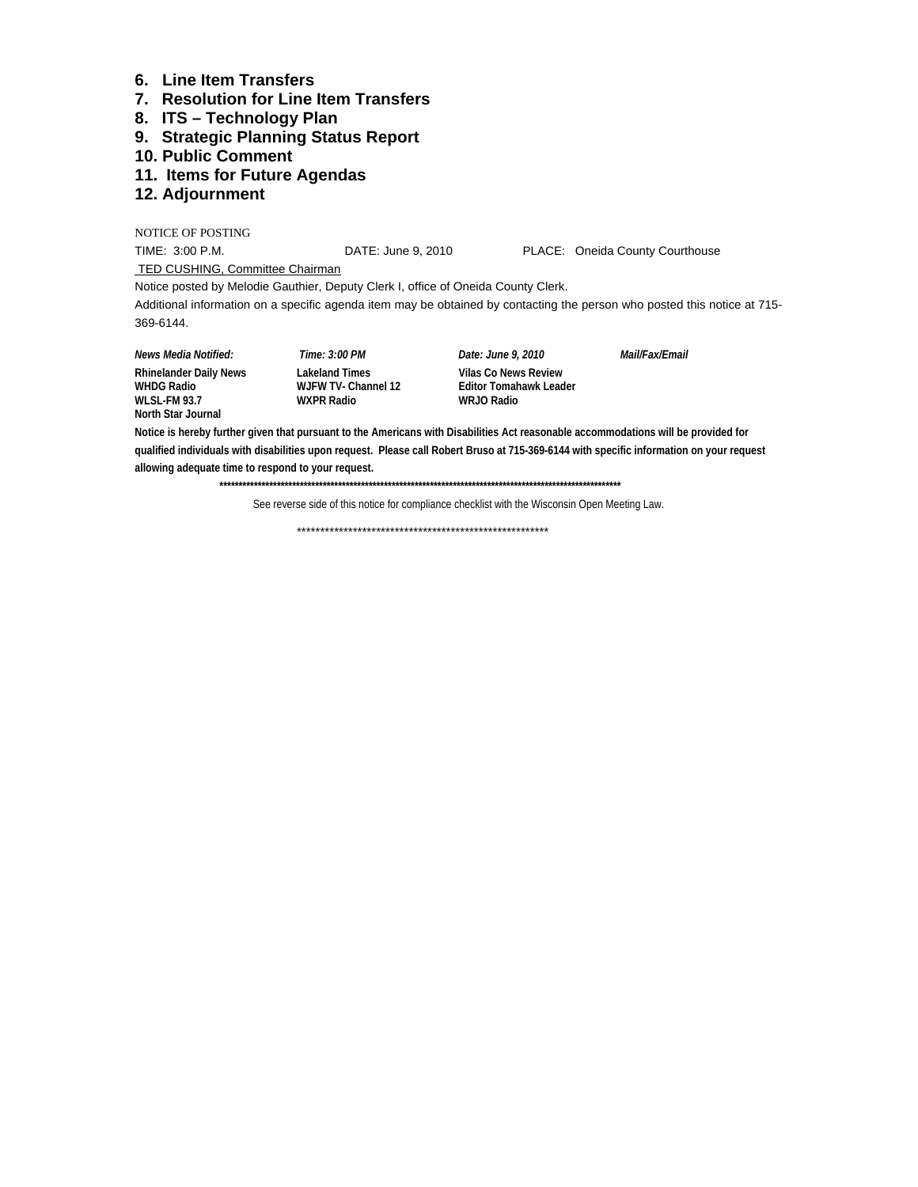6. **Line Item Transfers**
7. **Resolution for Line Item Transfers**
8. **ITS – Technology Plan**
9. **Strategic Planning Status Report**
10. **Public Comment**
11. **Items for Future Agendas**
12. **Adjournment**

NOTICE OF POSTING

TIME: 3:00 P.M. DATE: June 9, 2010 PLACE: Oneida County Courthouse

TED CUSHING, Committee Chairman

Notice posted by Melodie Gauthier, Deputy Clerk I, office of Oneida County Clerk.

Additional information on a specific agenda item may be obtained by contacting the person who posted this notice at 715-369-6144.

| *News Media Notified:* | *Time: 3:00 PM* | *Date: June 9, 2010* | *Mail/Fax/Email* |
|---|---|---|---|
| **Rhinelander Daily News** | **Lakeland Times** | **Vilas Co News Review** | |
| **WHDG Radio** | **WJFW TV- Channel 12** | **Editor Tomahawk Leader** | |
| **WLSL-FM 93.7** | **WXPR Radio** | **WRJO Radio** | |
| **North Star Journal** | | | |

**Notice is hereby further given that pursuant to the Americans with Disabilities Act reasonable accommodations will be provided for qualified individuals with disabilities upon request. Please call Robert Bruso at 715-369-6144 with specific information on your request allowing adequate time to respond to your request.**

****************************************************************************************************

See reverse side of this notice for compliance checklist with the Wisconsin Open Meeting Law.

******************************************************